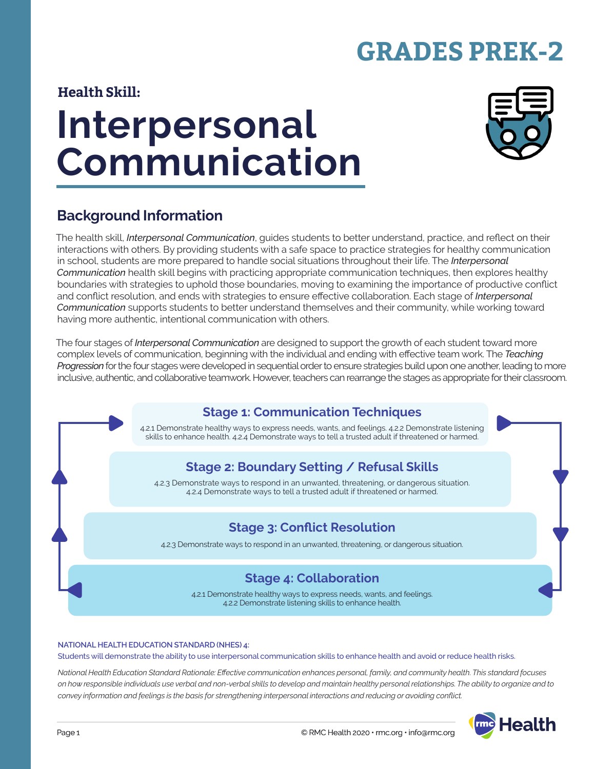# GRADES PREK-2

**Health Skill:**

# Interpersonal Communication

## Background Information

The health skill, *Interpersonal Communication*, guides students to better understand, practice, and reflect on their interactions with others. By providing students with a safe space to practice strategies for healthy communication in school, students are more prepared to handle social situations throughout their life. The *Interpersonal Communication* health skill begins with practicing appropriate communication techniques, then explores healthy boundaries with strategies to uphold those boundaries, moving to examining the importance of productive conflict and conflict resolution, and ends with strategies to ensure effective collaboration. Each stage of *Interpersonal Communication* supports students to better understand themselves and their community, while working toward having more authentic, intentional communication with others.

The four stages of *Interpersonal Communication* are designed to support the growth of each student toward more complex levels of communication, beginning with the individual and ending with effective team work. The *Teaching Progression* for the four stages were developed in sequential order to ensure strategies build upon one another, leading to more inclusive, authentic, and collaborative teamwork. However, teachers can rearrange the stages as appropriate for their classroom.

### Stage 1: Communication Techniques

4.2.1 Demonstrate healthy ways to express needs, wants, and feelings. 4.2.2 Demonstrate listening skills to enhance health. 4.2.4 Demonstrate ways to tell a trusted adult if threatened or harmed.

### Stage 2: Boundary Setting / Refusal Skills

4.2.3 Demonstrate ways to respond in an unwanted, threatening, or dangerous situation. 4.2.4 Demonstrate ways to tell a trusted adult if threatened or harmed.

### Stage 3: Conflict Resolution

4.2.3 Demonstrate ways to respond in an unwanted, threatening, or dangerous situation.

### Stage 4: Collaboration

4.2.1 Demonstrate healthy ways to express needs, wants, and feelings. 4.2.2 Demonstrate listening skills to enhance health.

**NATIONAL HEALTH EDUCATION STANDARD (NHES) 4:**
Students will demonstrate the ability to use interpersonal communication skills to enhance health and avoid or reduce health risks.

*National Health Education Standard Rationale: Effective communication enhances personal, family, and community health. This standard focuses on how responsible individuals use verbal and non-verbal skills to develop and maintain healthy personal relationships. The ability to organize and to convey information and feelings is the basis for strengthening interpersonal interactions and reducing or avoiding conflict.*

© RMC Health 2020 • rmc.org • info@rmc.org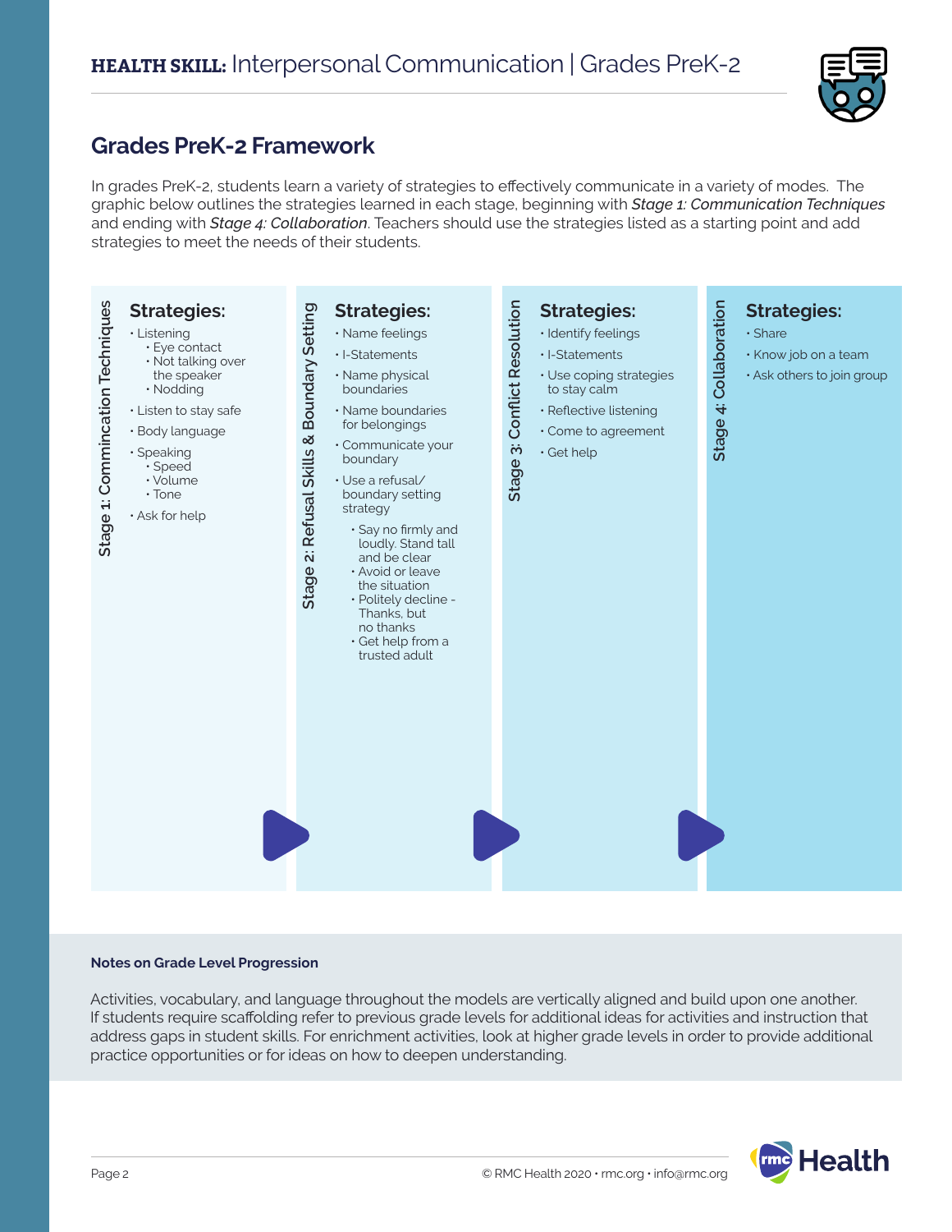# HEALTH SKILL: Interpersonal Communication | Grades PreK-2

## Grades PreK-2 Framework

In grades PreK-2, students learn a variety of strategies to effectively communicate in a variety of modes. The graphic below outlines the strategies learned in each stage, beginning with ***Stage 1: Communication Techniques*** and ending with ***Stage 4: Collaboration***. Teachers should use the strategies listed as a starting point and add strategies to meet the needs of their students.

### Stage 1: Commincation Techniques

**Strategies:**

- Listening
  - Eye contact
  - Not talking over the speaker
  - Nodding
- Listen to stay safe
- Body language
- Speaking
  - Speed
  - Volume
  - Tone
- Ask for help

### Stage 2: Refusal Skills & Boundary Setting

**Strategies:**

- Name feelings
- I-Statements
- Name physical boundaries
- Name boundaries for belongings
- Communicate your boundary
- Use a refusal/ boundary setting strategy
  - Say no firmly and loudly. Stand tall and be clear
  - Avoid or leave the situation
  - Politely decline - Thanks, but no thanks
  - Get help from a trusted adult

### Stage 3: Conflict Resolution

**Strategies:**

- Identify feelings
- I-Statements
- Use coping strategies to stay calm
- Reflective listening
- Come to agreement
- Get help

### Stage 4: Collaboration

**Strategies:**

- Share
- Know job on a team
- Ask others to join group

**Notes on Grade Level Progression**

Activities, vocabulary, and language throughout the models are vertically aligned and build upon one another. If students require scaffolding refer to previous grade levels for additional ideas for activities and instruction that address gaps in student skills. For enrichment activities, look at higher grade levels in order to provide additional practice opportunities or for ideas on how to deepen understanding.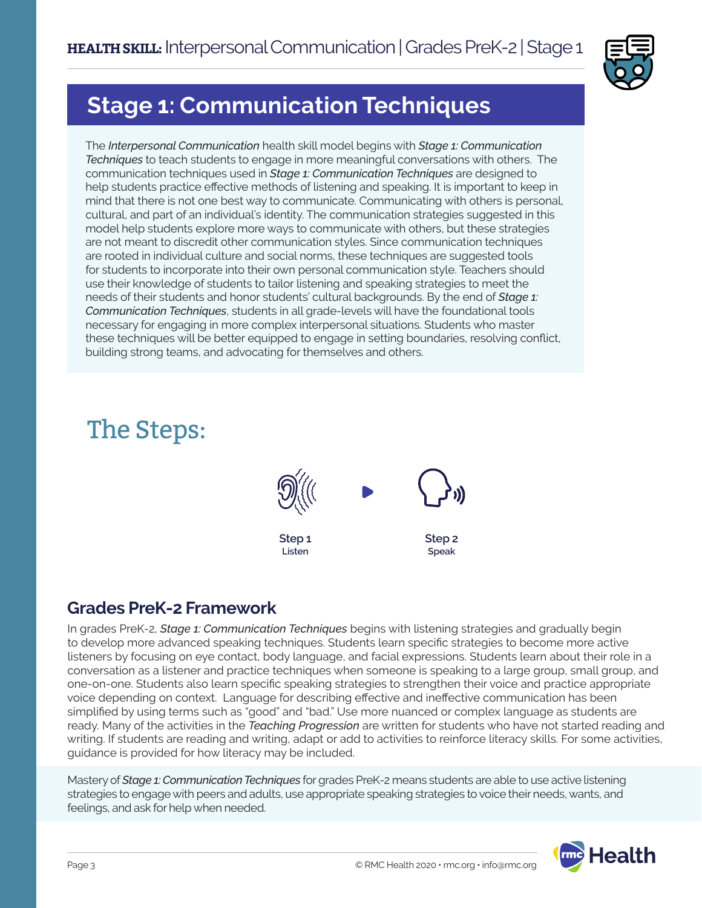# Stage 1: Communication Techniques

The *Interpersonal Communication* health skill model begins with ***Stage 1: Communication Techniques*** to teach students to engage in more meaningful conversations with others. The communication techniques used in ***Stage 1: Communication Techniques*** are designed to help students practice effective methods of listening and speaking. It is important to keep in mind that there is not one best way to communicate. Communicating with others is personal, cultural, and part of an individual's identity. The communication strategies suggested in this model help students explore more ways to communicate with others, but these strategies are not meant to discredit other communication styles. Since communication techniques are rooted in individual culture and social norms, these techniques are suggested tools for students to incorporate into their own personal communication style. Teachers should use their knowledge of students to tailor listening and speaking strategies to meet the needs of their students and honor students' cultural backgrounds. By the end of ***Stage 1: Communication Techniques***, students in all grade-levels will have the foundational tools necessary for engaging in more complex interpersonal situations. Students who master these techniques will be better equipped to engage in setting boundaries, resolving conflict, building strong teams, and advocating for themselves and others.

## The Steps:

**Step 1**
Listen

**Step 2**
Speak

### Grades PreK-2 Framework

In grades PreK-2, ***Stage 1: Communication Techniques*** begins with listening strategies and gradually begin to develop more advanced speaking techniques. Students learn specific strategies to become more active listeners by focusing on eye contact, body language, and facial expressions. Students learn about their role in a conversation as a listener and practice techniques when someone is speaking to a large group, small group, and one-on-one. Students also learn specific speaking strategies to strengthen their voice and practice appropriate voice depending on context. Language for describing effective and ineffective communication has been simplified by using terms such as "good" and "bad." Use more nuanced or complex language as students are ready. Many of the activities in the *Teaching Progression* are written for students who have not started reading and writing. If students are reading and writing, adapt or add to activities to reinforce literacy skills. For some activities, guidance is provided for how literacy may be included.

Mastery of ***Stage 1: Communication Techniques*** for grades PreK-2 means students are able to use active listening strategies to engage with peers and adults, use appropriate speaking strategies to voice their needs, wants, and feelings, and ask for help when needed.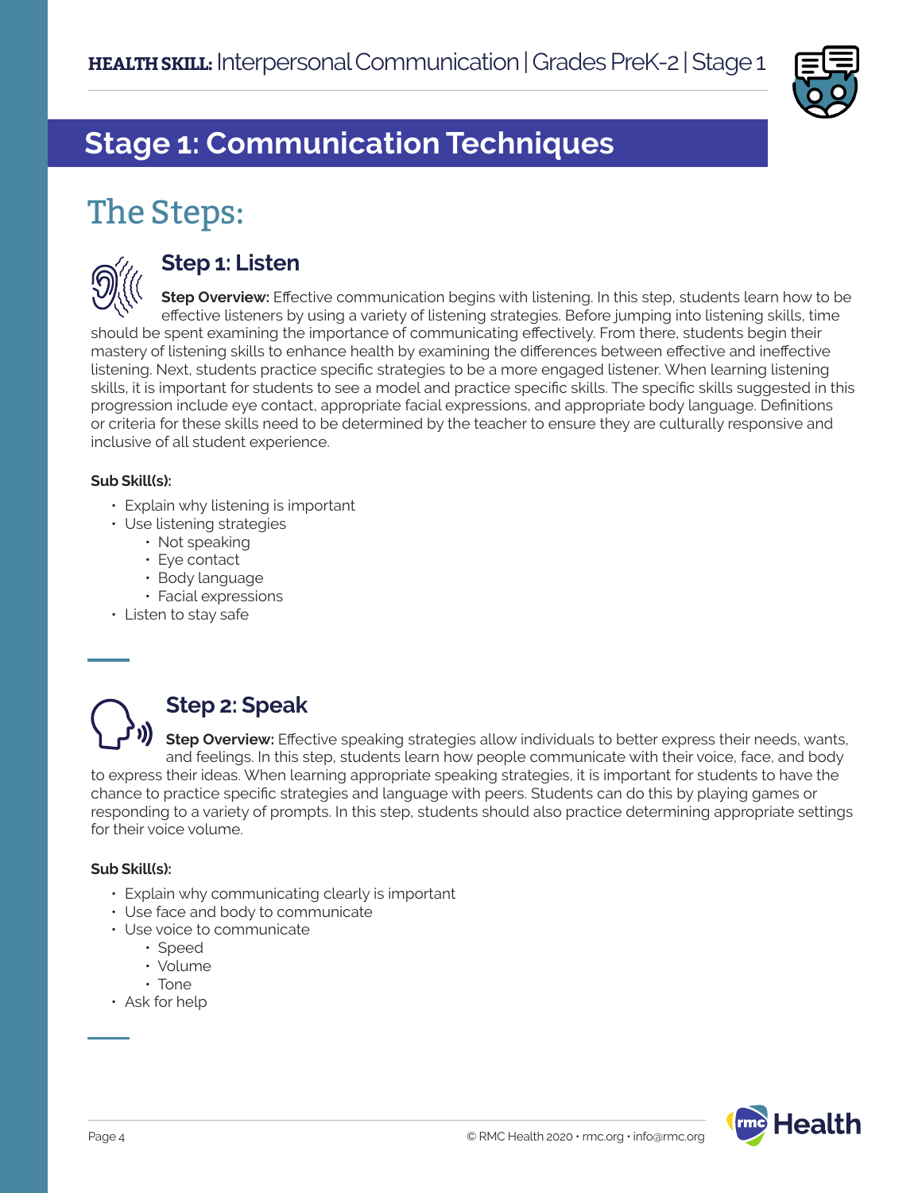# Stage 1: Communication Techniques

## The Steps:

### Step 1: Listen

**Step Overview:** Effective communication begins with listening. In this step, students learn how to be effective listeners by using a variety of listening strategies. Before jumping into listening skills, time should be spent examining the importance of communicating effectively. From there, students begin their mastery of listening skills to enhance health by examining the differences between effective and ineffective listening. Next, students practice specific strategies to be a more engaged listener. When learning listening skills, it is important for students to see a model and practice specific skills. The specific skills suggested in this progression include eye contact, appropriate facial expressions, and appropriate body language. Definitions or criteria for these skills need to be determined by the teacher to ensure they are culturally responsive and inclusive of all student experience.

**Sub Skill(s):**

- Explain why listening is important
- Use listening strategies
  - Not speaking
  - Eye contact
  - Body language
  - Facial expressions
- Listen to stay safe

### Step 2: Speak

**Step Overview:** Effective speaking strategies allow individuals to better express their needs, wants, and feelings. In this step, students learn how people communicate with their voice, face, and body to express their ideas. When learning appropriate speaking strategies, it is important for students to have the chance to practice specific strategies and language with peers. Students can do this by playing games or responding to a variety of prompts. In this step, students should also practice determining appropriate settings for their voice volume.

**Sub Skill(s):**

- Explain why communicating clearly is important
- Use face and body to communicate
- Use voice to communicate
  - Speed
  - Volume
  - Tone
- Ask for help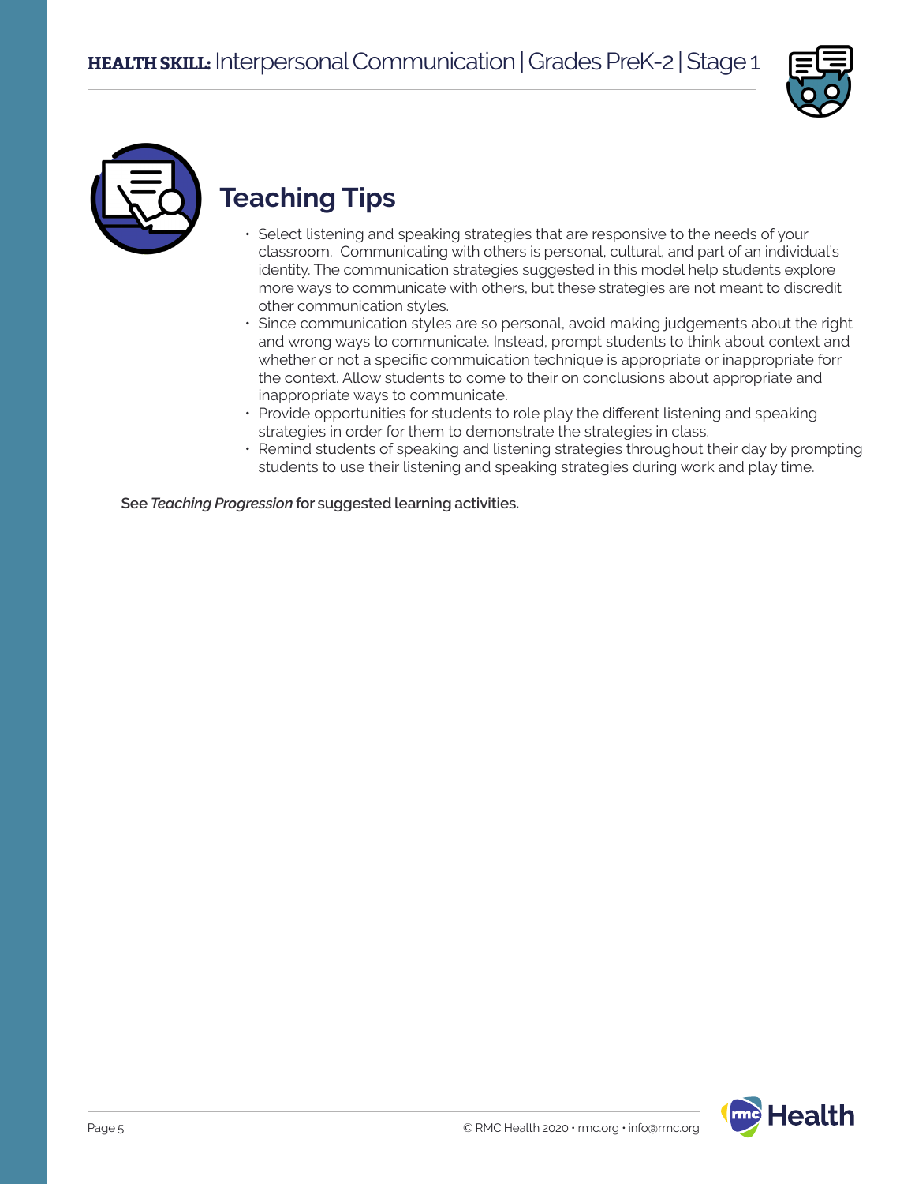## Teaching Tips

- Select listening and speaking strategies that are responsive to the needs of your classroom. Communicating with others is personal, cultural, and part of an individual's identity. The communication strategies suggested in this model help students explore more ways to communicate with others, but these strategies are not meant to discredit other communication styles.
- Since communication styles are so personal, avoid making judgements about the right and wrong ways to communicate. Instead, prompt students to think about context and whether or not a specific commuication technique is appropriate or inappropriate forr the context. Allow students to come to their on conclusions about appropriate and inappropriate ways to communicate.
- Provide opportunities for students to role play the different listening and speaking strategies in order for them to demonstrate the strategies in class.
- Remind students of speaking and listening strategies throughout their day by prompting students to use their listening and speaking strategies during work and play time.

**See *Teaching Progression* for suggested learning activities.**